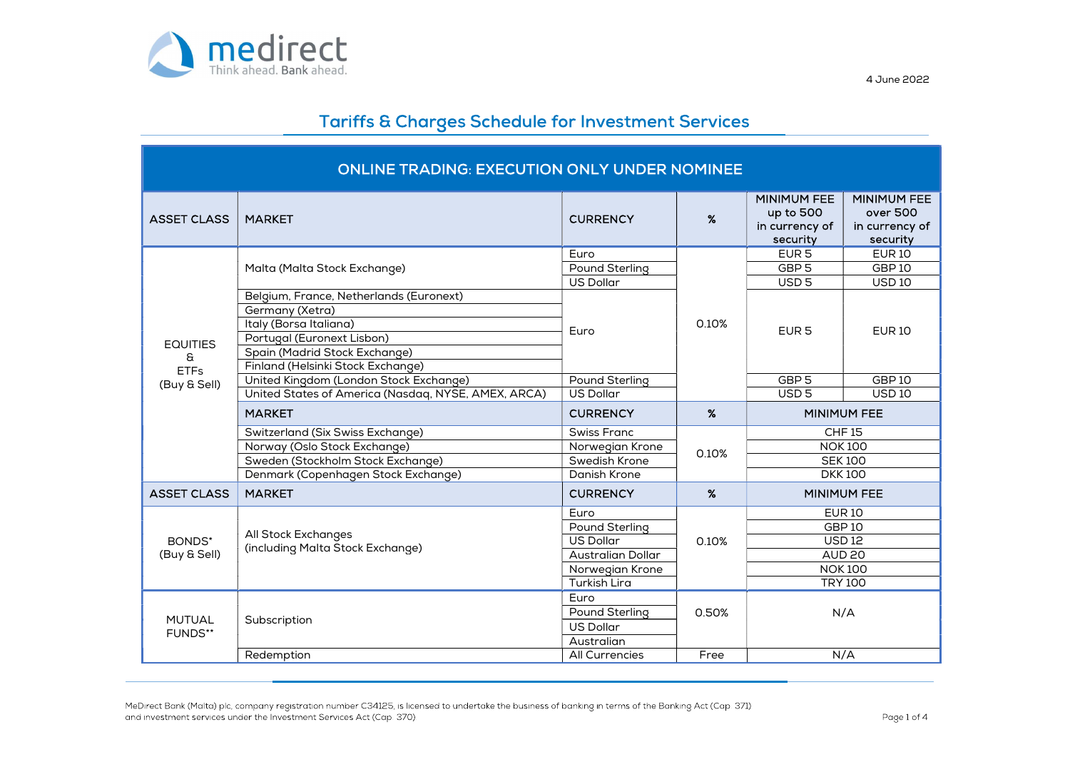medirect
Think ahead. Bank ahead.

4 June 2022

# Tariffs & Charges Schedule for Investment Services

## ONLINE TRADING: EXECUTION ONLY UNDER NOMINEE

| ASSET CLASS | MARKET | CURRENCY | % | MINIMUM FEE up to 500 in currency of security | MINIMUM FEE over 500 in currency of security |
|---|---|---|---|---|---|
| EQUITIES & ETFs (Buy & Sell) | Malta (Malta Stock Exchange) | Euro | 0.10% | EUR 5 | EUR 10 |
| | | Pound Sterling | | GBP 5 | GBP 10 |
| | | US Dollar | | USD 5 | USD 10 |
| | Belgium, France, Netherlands (Euronext) | Euro | | EUR 5 | EUR 10 |
| | Germany (Xetra) | | | | |
| | Italy (Borsa Italiana) | | | | |
| | Portugal (Euronext Lisbon) | | | | |
| | Spain (Madrid Stock Exchange) | | | | |
| | Finland (Helsinki Stock Exchange) | | | | |
| | United Kingdom (London Stock Exchange) | Pound Sterling | | GBP 5 | GBP 10 |
| | United States of America (Nasdaq, NYSE, AMEX, ARCA) | US Dollar | | USD 5 | USD 10 |
| | **MARKET** | **CURRENCY** | **%** | **MINIMUM FEE** | |
| | Switzerland (Six Swiss Exchange) | Swiss Franc | 0.10% | CHF 15 | |
| | Norway (Oslo Stock Exchange) | Norwegian Krone | | NOK 100 | |
| | Sweden (Stockholm Stock Exchange) | Swedish Krone | | SEK 100 | |
| | Denmark (Copenhagen Stock Exchange) | Danish Krone | | DKK 100 | |
| **ASSET CLASS** | **MARKET** | **CURRENCY** | **%** | **MINIMUM FEE** | |
| BONDS* (Buy & Sell) | All Stock Exchanges (including Malta Stock Exchange) | Euro | 0.10% | EUR 10 | |
| | | Pound Sterling | | GBP 10 | |
| | | US Dollar | | USD 12 | |
| | | Australian Dollar | | AUD 20 | |
| | | Norwegian Krone | | NOK 100 | |
| | | Turkish Lira | | TRY 100 | |
| MUTUAL FUNDS** | Subscription | Euro | 0.50% | N/A | |
| | | Pound Sterling | | | |
| | | US Dollar | | | |
| | | Australian | | | |
| | Redemption | All Currencies | Free | N/A | |

MeDirect Bank (Malta) plc, company registration number C34125, is licensed to undertake the business of banking in terms of the Banking Act (Cap 371) and investment services under the Investment Services Act (Cap 370)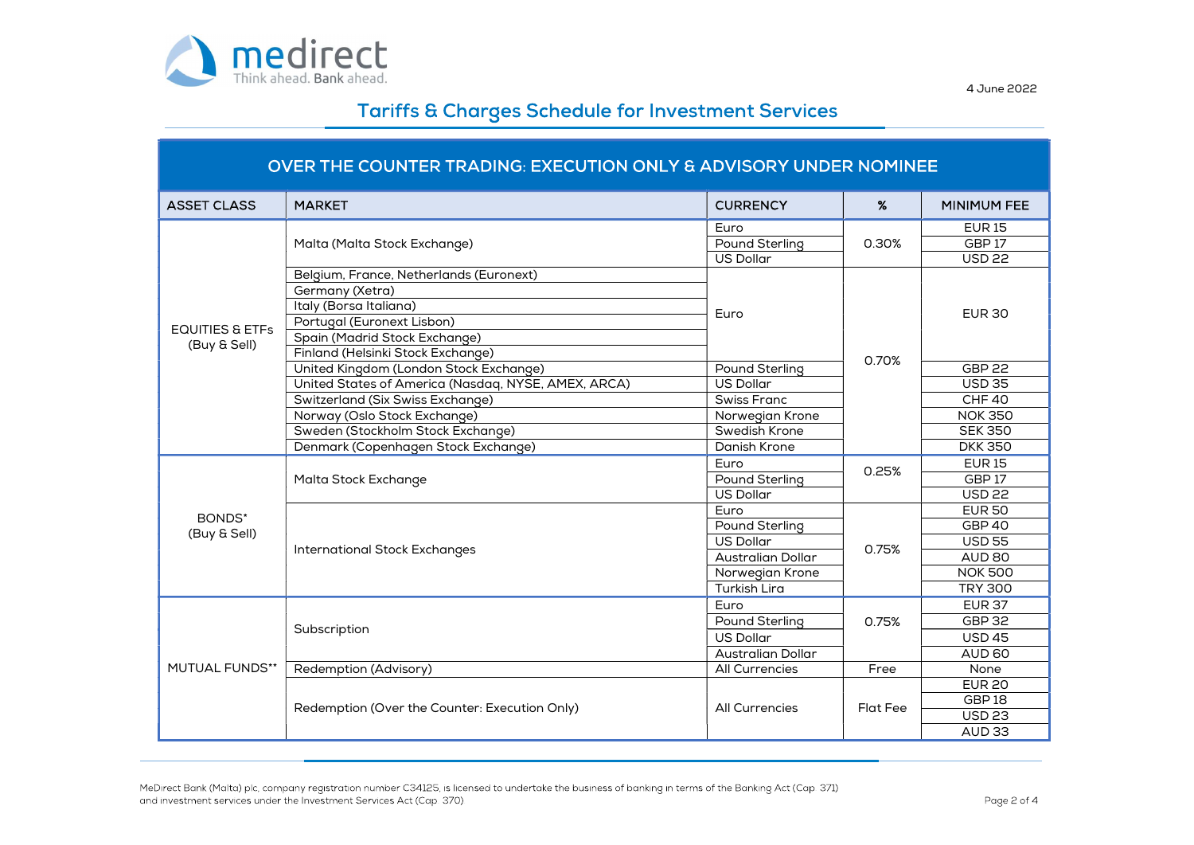medirect

Think ahead. Bank ahead.

4 June 2022

# Tariffs & Charges Schedule for Investment Services

## OVER THE COUNTER TRADING: EXECUTION ONLY & ADVISORY UNDER NOMINEE

| ASSET CLASS | MARKET | CURRENCY | % | MINIMUM FEE |
|---|---|---|---|---|
| EQUITIES & ETFs (Buy & Sell) | Malta (Malta Stock Exchange) | Euro | 0.30% | EUR 15 |
| | | Pound Sterling | | GBP 17 |
| | | US Dollar | | USD 22 |
| | Belgium, France, Netherlands (Euronext) | Euro | 0.70% | EUR 30 |
| | Germany (Xetra) | | | |
| | Italy (Borsa Italiana) | | | |
| | Portugal (Euronext Lisbon) | | | |
| | Spain (Madrid Stock Exchange) | | | |
| | Finland (Helsinki Stock Exchange) | | | |
| | United Kingdom (London Stock Exchange) | Pound Sterling | | GBP 22 |
| | United States of America (Nasdaq, NYSE, AMEX, ARCA) | US Dollar | | USD 35 |
| | Switzerland (Six Swiss Exchange) | Swiss Franc | | CHF 40 |
| | Norway (Oslo Stock Exchange) | Norwegian Krone | | NOK 350 |
| | Sweden (Stockholm Stock Exchange) | Swedish Krone | | SEK 350 |
| | Denmark (Copenhagen Stock Exchange) | Danish Krone | | DKK 350 |
| BONDS* (Buy & Sell) | Malta Stock Exchange | Euro | 0.25% | EUR 15 |
| | | Pound Sterling | | GBP 17 |
| | | US Dollar | | USD 22 |
| | International Stock Exchanges | Euro | 0.75% | EUR 50 |
| | | Pound Sterling | | GBP 40 |
| | | US Dollar | | USD 55 |
| | | Australian Dollar | | AUD 80 |
| | | Norwegian Krone | | NOK 500 |
| | | Turkish Lira | | TRY 300 |
| MUTUAL FUNDS** | Subscription | Euro | 0.75% | EUR 37 |
| | | Pound Sterling | | GBP 32 |
| | | US Dollar | | USD 45 |
| | | Australian Dollar | | AUD 60 |
| | Redemption (Advisory) | All Currencies | Free | None |
| | Redemption (Over the Counter: Execution Only) | All Currencies | Flat Fee | EUR 20 |
| | | | | GBP 18 |
| | | | | USD 23 |
| | | | | AUD 33 |

MeDirect Bank (Malta) plc, company registration number C34125, is licensed to undertake the business of banking in terms of the Banking Act (Cap 371) and investment services under the Investment Services Act (Cap 370)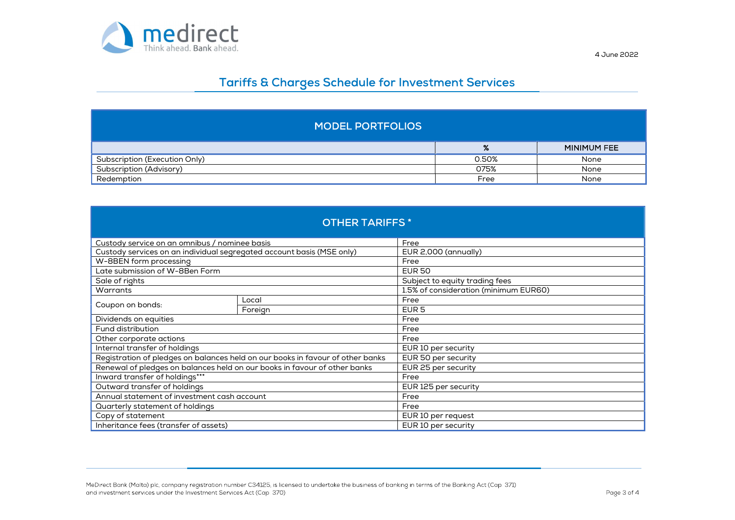4 June 2022

## Tariffs & Charges Schedule for Investment Services

| MODEL PORTFOLIOS | | |
|---|---|---|
| | % | MINIMUM FEE |
| Subscription (Execution Only) | 0.50% | None |
| Subscription (Advisory) | 075% | None |
| Redemption | Free | None |

| OTHER TARIFFS * | | |
|---|---|---|
| Custody service on an omnibus / nominee basis | | Free |
| Custody services on an individual segregated account basis (MSE only) | | EUR 2,000 (annually) |
| W-8BEN form processing | | Free |
| Late submission of W-8Ben Form | | EUR 50 |
| Sale of rights | | Subject to equity trading fees |
| Warrants | | 1.5% of consideration (minimum EUR60) |
| Coupon on bonds: | Local | Free |
| | Foreign | EUR 5 |
| Dividends on equities | | Free |
| Fund distribution | | Free |
| Other corporate actions | | Free |
| Internal transfer of holdings | | EUR 10 per security |
| Registration of pledges on balances held on our books in favour of other banks | | EUR 50 per security |
| Renewal of pledges on balances held on our books in favour of other banks | | EUR 25 per security |
| Inward transfer of holdings*** | | Free |
| Outward transfer of holdings | | EUR 125 per security |
| Annual statement of investment cash account | | Free |
| Quarterly statement of holdings | | Free |
| Copy of statement | | EUR 10 per request |
| Inheritance fees (transfer of assets) | | EUR 10 per security |

MeDirect Bank (Malta) plc, company registration number C34125, is licensed to undertake the business of banking in terms of the Banking Act (Cap 371) and investment services under the Investment Services Act (Cap 370)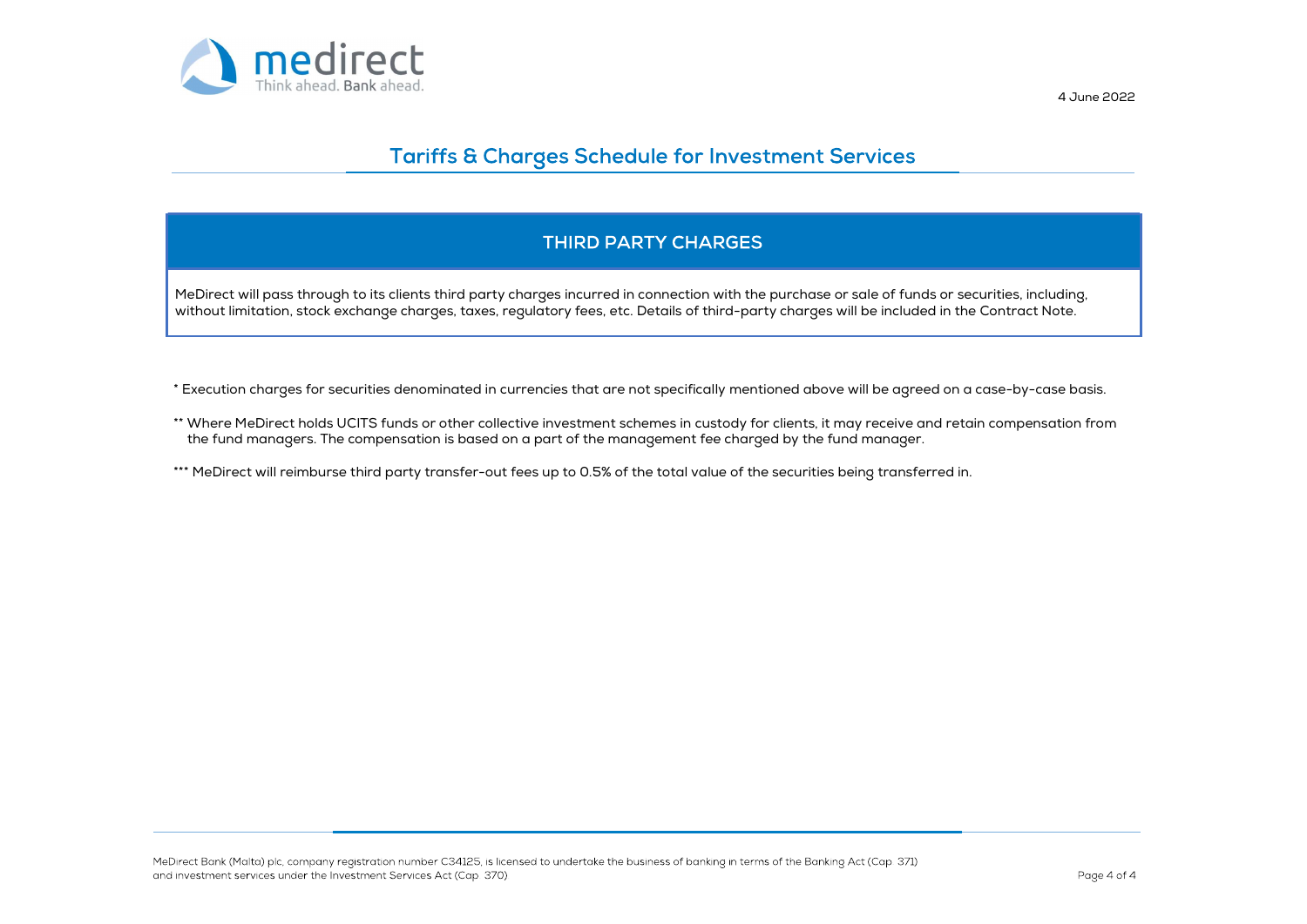4 June 2022

# Tariffs & Charges Schedule for Investment Services

## THIRD PARTY CHARGES

MeDirect will pass through to its clients third party charges incurred in connection with the purchase or sale of funds or securities, including, without limitation, stock exchange charges, taxes, regulatory fees, etc. Details of third-party charges will be included in the Contract Note.

\* Execution charges for securities denominated in currencies that are not specifically mentioned above will be agreed on a case-by-case basis.

\*\* Where MeDirect holds UCITS funds or other collective investment schemes in custody for clients, it may receive and retain compensation from the fund managers. The compensation is based on a part of the management fee charged by the fund manager.

\*\*\* MeDirect will reimburse third party transfer-out fees up to 0.5% of the total value of the securities being transferred in.

MeDirect Bank (Malta) plc, company registration number C34125, is licensed to undertake the business of banking in terms of the Banking Act (Cap. 371) and investment services under the Investment Services Act (Cap. 370)